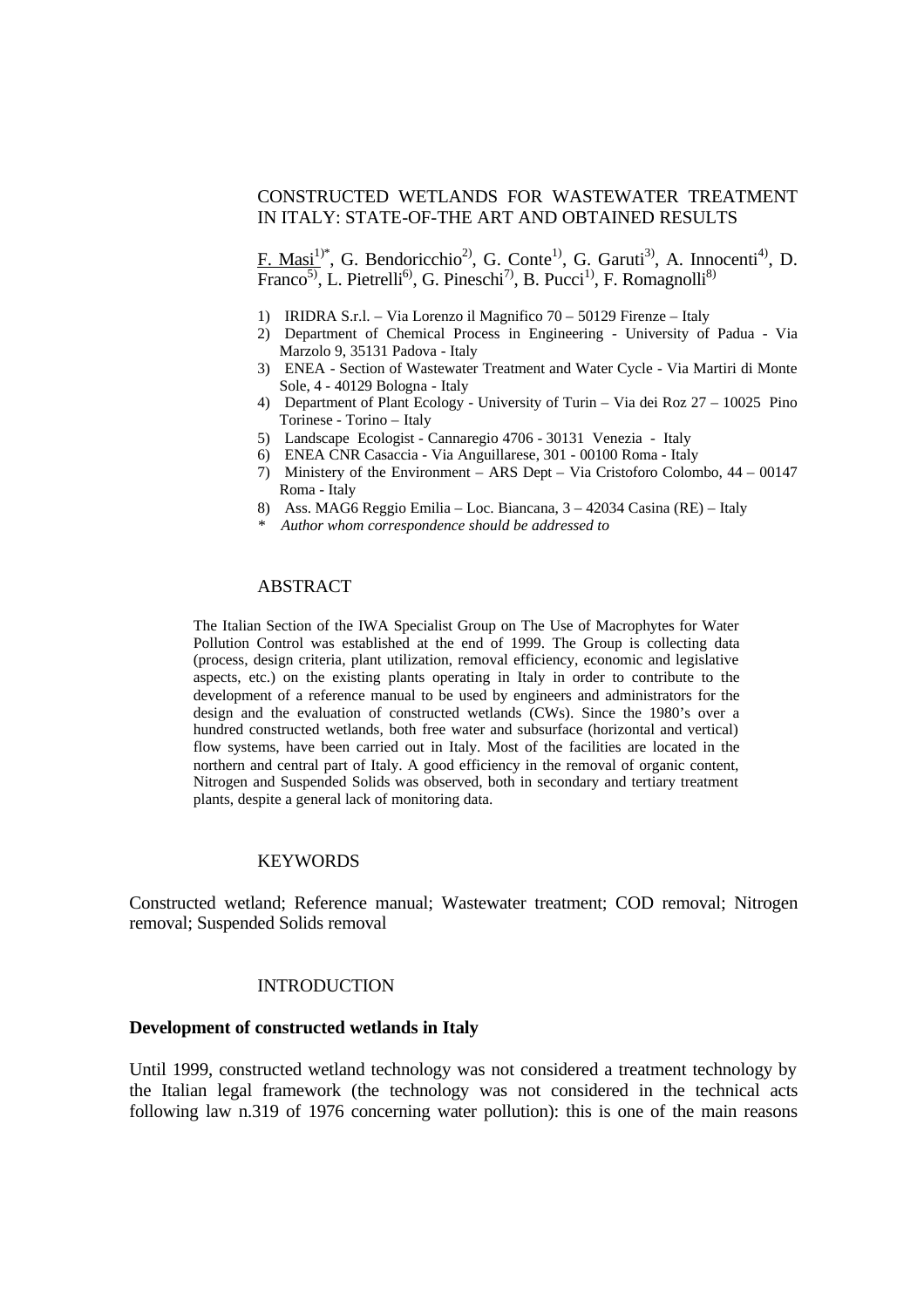# CONSTRUCTED WETLANDS FOR WASTEWATER TREATMENT IN ITALY: STATE-OF-THE ART AND OBTAINED RESULTS

F. Masi[1)*], G. Bendoricchio[2)], G. Conte[1)], G. Garuti[3)], A. Innocenti[4)], D. Franco[5)], L. Pietrelli[6)], G. Pineschi[7)], B. Pucci[1)], F. Romagnolli[8)]

1) IRIDRA S.r.l. – Via Lorenzo il Magnifico 70 – 50129 Firenze – Italy
2) Department of Chemical Process in Engineering - University of Padua - Via Marzolo 9, 35131 Padova - Italy
3) ENEA - Section of Wastewater Treatment and Water Cycle - Via Martiri di Monte Sole, 4 - 40129 Bologna - Italy
4) Department of Plant Ecology - University of Turin – Via dei Roz 27 – 10025 Pino Torinese - Torino – Italy
5) Landscape Ecologist - Cannaregio 4706 - 30131 Venezia - Italy
6) ENEA CNR Casaccia - Via Anguillarese, 301 - 00100 Roma - Italy
7) Ministery of the Environment – ARS Dept – Via Cristoforo Colombo, 44 – 00147 Roma - Italy
8) Ass. MAG6 Reggio Emilia – Loc. Biancana, 3 – 42034 Casina (RE) – Italy

\* *Author whom correspondence should be addressed to*

## ABSTRACT

The Italian Section of the IWA Specialist Group on The Use of Macrophytes for Water Pollution Control was established at the end of 1999. The Group is collecting data (process, design criteria, plant utilization, removal efficiency, economic and legislative aspects, etc.) on the existing plants operating in Italy in order to contribute to the development of a reference manual to be used by engineers and administrators for the design and the evaluation of constructed wetlands (CWs). Since the 1980's over a hundred constructed wetlands, both free water and subsurface (horizontal and vertical) flow systems, have been carried out in Italy. Most of the facilities are located in the northern and central part of Italy. A good efficiency in the removal of organic content, Nitrogen and Suspended Solids was observed, both in secondary and tertiary treatment plants, despite a general lack of monitoring data.

## KEYWORDS

Constructed wetland; Reference manual; Wastewater treatment; COD removal; Nitrogen removal; Suspended Solids removal

## INTRODUCTION

### Development of constructed wetlands in Italy

Until 1999, constructed wetland technology was not considered a treatment technology by the Italian legal framework (the technology was not considered in the technical acts following law n.319 of 1976 concerning water pollution): this is one of the main reasons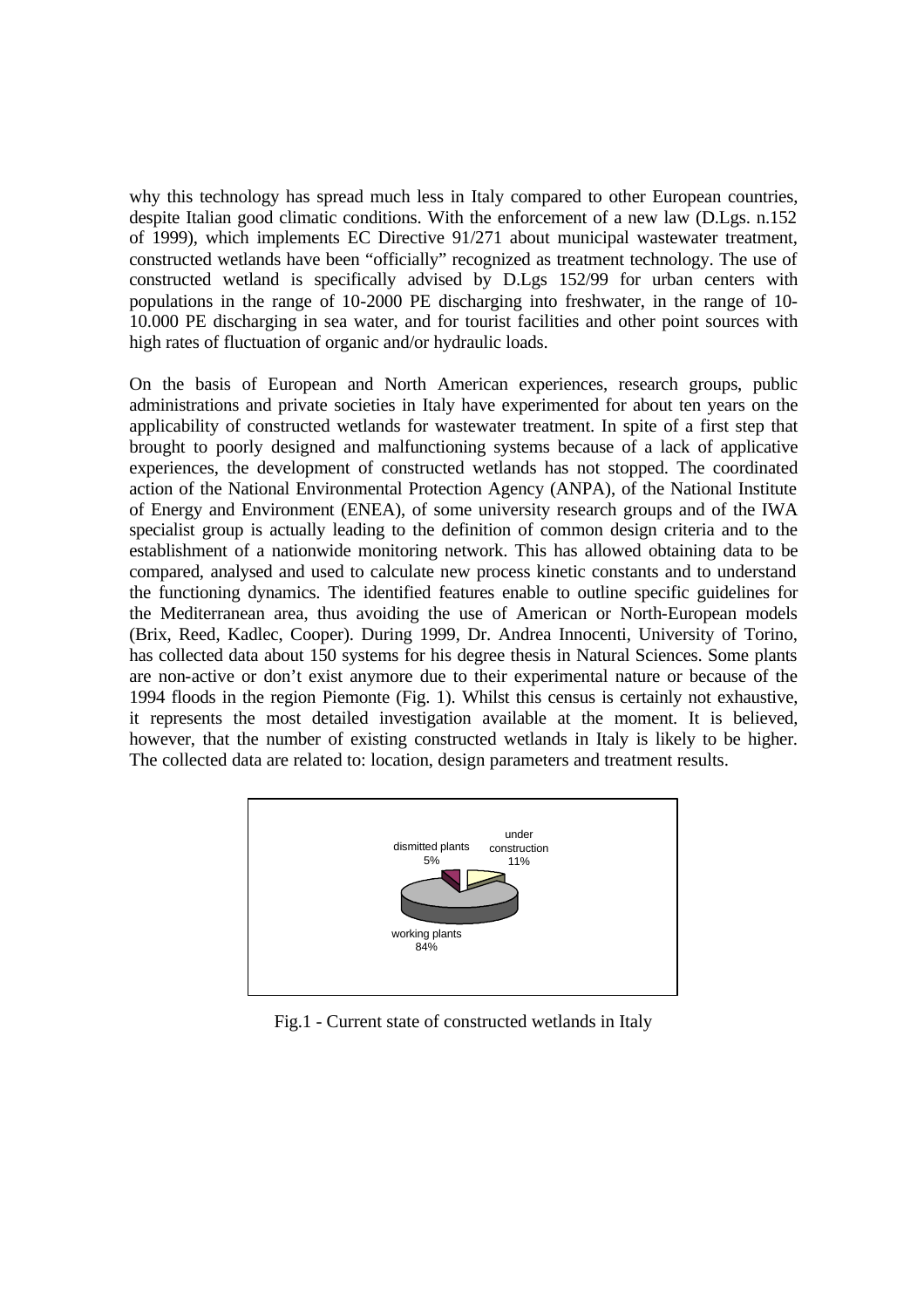why this technology has spread much less in Italy compared to other European countries, despite Italian good climatic conditions. With the enforcement of a new law (D.Lgs. n.152 of 1999), which implements EC Directive 91/271 about municipal wastewater treatment, constructed wetlands have been "officially" recognized as treatment technology. The use of constructed wetland is specifically advised by D.Lgs 152/99 for urban centers with populations in the range of 10-2000 PE discharging into freshwater, in the range of 10-10.000 PE discharging in sea water, and for tourist facilities and other point sources with high rates of fluctuation of organic and/or hydraulic loads.

On the basis of European and North American experiences, research groups, public administrations and private societies in Italy have experimented for about ten years on the applicability of constructed wetlands for wastewater treatment. In spite of a first step that brought to poorly designed and malfunctioning systems because of a lack of applicative experiences, the development of constructed wetlands has not stopped. The coordinated action of the National Environmental Protection Agency (ANPA), of the National Institute of Energy and Environment (ENEA), of some university research groups and of the IWA specialist group is actually leading to the definition of common design criteria and to the establishment of a nationwide monitoring network. This has allowed obtaining data to be compared, analysed and used to calculate new process kinetic constants and to understand the functioning dynamics. The identified features enable to outline specific guidelines for the Mediterranean area, thus avoiding the use of American or North-European models (Brix, Reed, Kadlec, Cooper). During 1999, Dr. Andrea Innocenti, University of Torino, has collected data about 150 systems for his degree thesis in Natural Sciences. Some plants are non-active or don't exist anymore due to their experimental nature or because of the 1994 floods in the region Piemonte (Fig. 1). Whilst this census is certainly not exhaustive, it represents the most detailed investigation available at the moment. It is believed, however, that the number of existing constructed wetlands in Italy is likely to be higher. The collected data are related to: location, design parameters and treatment results.

dismitted plants 5%

under construction 11%

working plants 84%

Fig.1 - Current state of constructed wetlands in Italy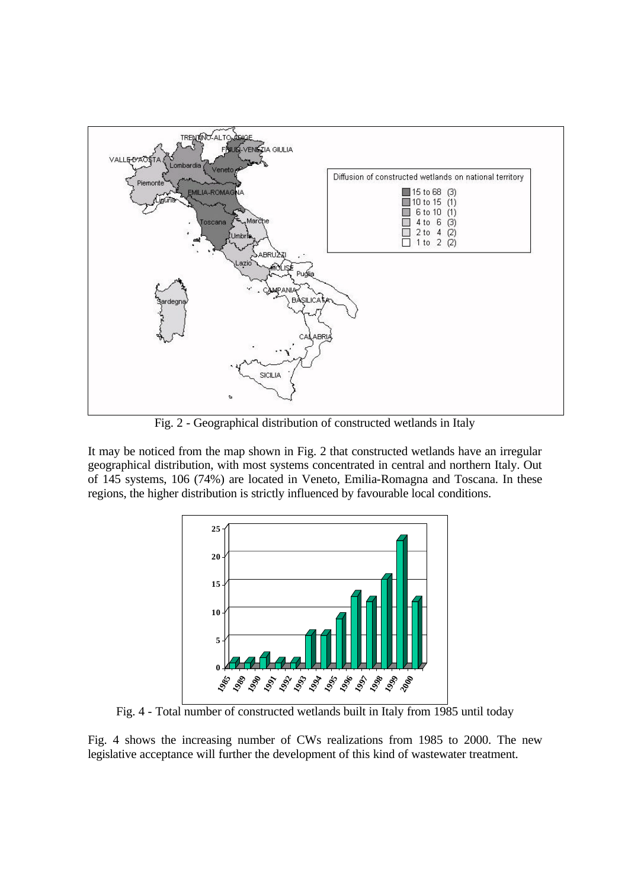Fig. 2 - Geographical distribution of constructed wetlands in Italy

It may be noticed from the map shown in Fig. 2 that constructed wetlands have an irregular geographical distribution, with most systems concentrated in central and northern Italy. Out of 145 systems, 106 (74%) are located in Veneto, Emilia-Romagna and Toscana. In these regions, the higher distribution is strictly influenced by favourable local conditions.

Fig. 4 - Total number of constructed wetlands built in Italy from 1985 until today

Fig. 4 shows the increasing number of CWs realizations from 1985 to 2000. The new legislative acceptance will further the development of this kind of wastewater treatment.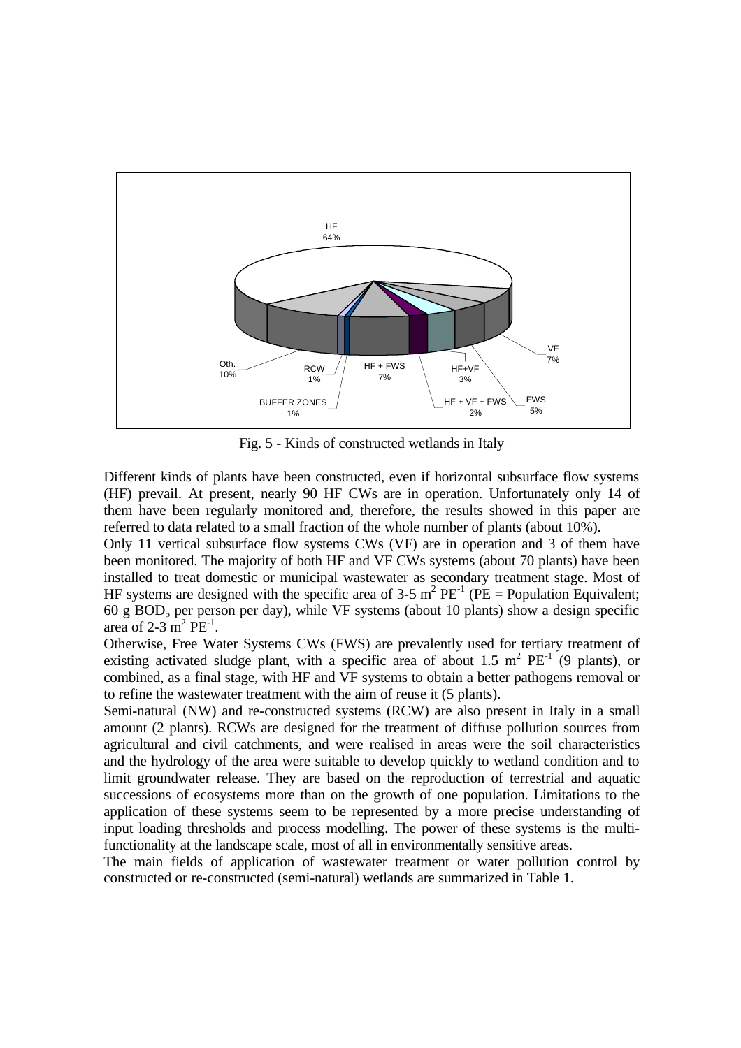Fig. 5 - Kinds of constructed wetlands in Italy

Different kinds of plants have been constructed, even if horizontal subsurface flow systems (HF) prevail. At present, nearly 90 HF CWs are in operation. Unfortunately only 14 of them have been regularly monitored and, therefore, the results showed in this paper are referred to data related to a small fraction of the whole number of plants (about 10%).

Only 11 vertical subsurface flow systems CWs (VF) are in operation and 3 of them have been monitored. The majority of both HF and VF CWs systems (about 70 plants) have been installed to treat domestic or municipal wastewater as secondary treatment stage. Most of HF systems are designed with the specific area of 3-5 $m^2$ $PE^{-1}$ (PE = Population Equivalent; 60 g $BOD_5$ per person per day), while VF systems (about 10 plants) show a design specific area of 2-3 $m^2$ $PE^{-1}$.

Otherwise, Free Water Systems CWs (FWS) are prevalently used for tertiary treatment of existing activated sludge plant, with a specific area of about 1.5 $m^2$ $PE^{-1}$ (9 plants), or combined, as a final stage, with HF and VF systems to obtain a better pathogens removal or to refine the wastewater treatment with the aim of reuse it (5 plants).

Semi-natural (NW) and re-constructed systems (RCW) are also present in Italy in a small amount (2 plants). RCWs are designed for the treatment of diffuse pollution sources from agricultural and civil catchments, and were realised in areas were the soil characteristics and the hydrology of the area were suitable to develop quickly to wetland condition and to limit groundwater release. They are based on the reproduction of terrestrial and aquatic successions of ecosystems more than on the growth of one population. Limitations to the application of these systems seem to be represented by a more precise understanding of input loading thresholds and process modelling. The power of these systems is the multi-functionality at the landscape scale, most of all in environmentally sensitive areas.

The main fields of application of wastewater treatment or water pollution control by constructed or re-constructed (semi-natural) wetlands are summarized in Table 1.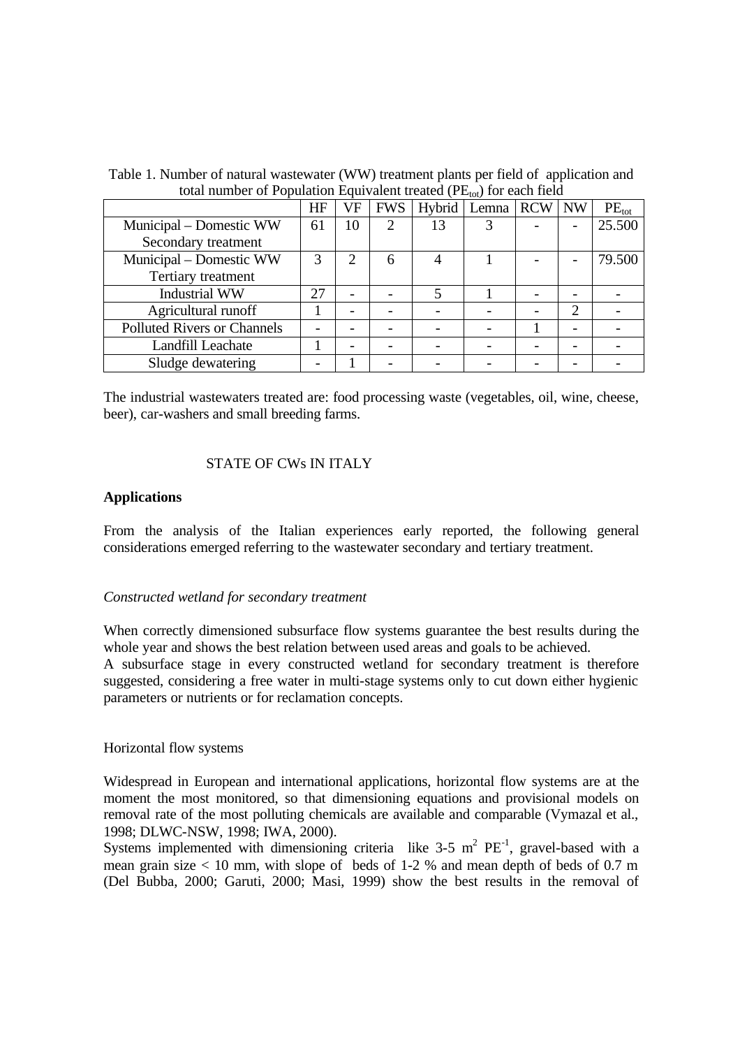Table 1. Number of natural wastewater (WW) treatment plants per field of application and total number of Population Equivalent treated ($PE_{tot}$) for each field

| | HF | VF | FWS | Hybrid | Lemna | RCW | NW | $PE_{tot}$ |
|---|---|---|---|---|---|---|---|---|
| Municipal – Domestic WW Secondary treatment | 61 | 10 | 2 | 13 | 3 | - | - | 25.500 |
| Municipal – Domestic WW Tertiary treatment | 3 | 2 | 6 | 4 | 1 | - | - | 79.500 |
| Industrial WW | 27 | - | - | 5 | 1 | - | - | - |
| Agricultural runoff | 1 | - | - | - | - | - | 2 | - |
| Polluted Rivers or Channels | - | - | - | - | - | 1 | - | - |
| Landfill Leachate | 1 | - | - | - | - | - | - | - |
| Sludge dewatering | - | 1 | - | - | - | - | - | - |

The industrial wastewaters treated are: food processing waste (vegetables, oil, wine, cheese, beer), car-washers and small breeding farms.

## STATE OF CWs IN ITALY

### Applications

From the analysis of the Italian experiences early reported, the following general considerations emerged referring to the wastewater secondary and tertiary treatment.

#### *Constructed wetland for secondary treatment*

When correctly dimensioned subsurface flow systems guarantee the best results during the whole year and shows the best relation between used areas and goals to be achieved.
A subsurface stage in every constructed wetland for secondary treatment is therefore suggested, considering a free water in multi-stage systems only to cut down either hygienic parameters or nutrients or for reclamation concepts.

Horizontal flow systems

Widespread in European and international applications, horizontal flow systems are at the moment the most monitored, so that dimensioning equations and provisional models on removal rate of the most polluting chemicals are available and comparable (Vymazal et al., 1998; DLWC-NSW, 1998; IWA, 2000).
Systems implemented with dimensioning criteria like 3-5 $m^2$ $PE^{-1}$, gravel-based with a mean grain size < 10 mm, with slope of beds of 1-2 % and mean depth of beds of 0.7 m (Del Bubba, 2000; Garuti, 2000; Masi, 1999) show the best results in the removal of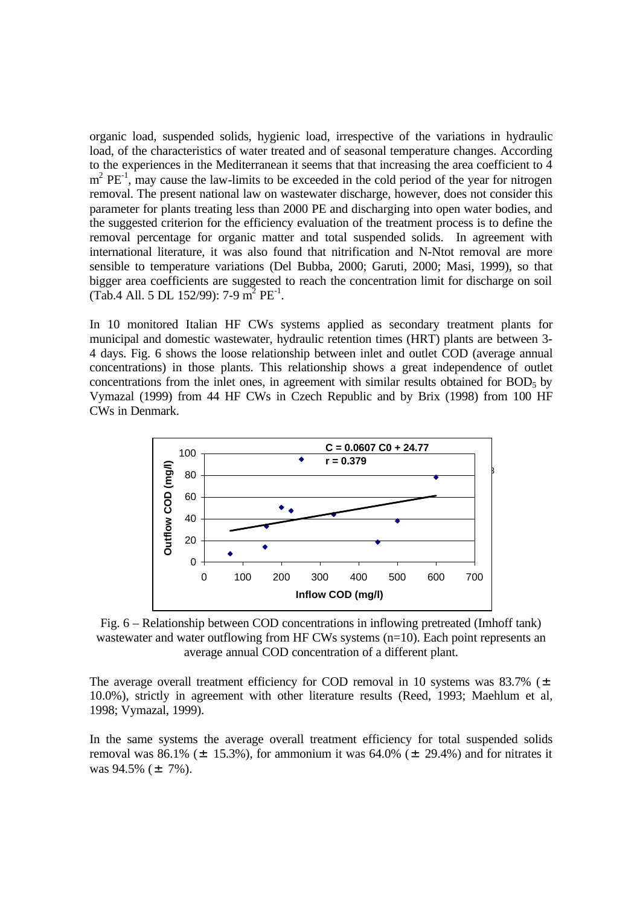organic load, suspended solids, hygienic load, irrespective of the variations in hydraulic load, of the characteristics of water treated and of seasonal temperature changes. According to the experiences in the Mediterranean it seems that that increasing the area coefficient to 4 $m^2$ $PE^{-1}$, may cause the law-limits to be exceeded in the cold period of the year for nitrogen removal. The present national law on wastewater discharge, however, does not consider this parameter for plants treating less than 2000 PE and discharging into open water bodies, and the suggested criterion for the efficiency evaluation of the treatment process is to define the removal percentage for organic matter and total suspended solids. In agreement with international literature, it was also found that nitrification and N-Ntot removal are more sensible to temperature variations (Del Bubba, 2000; Garuti, 2000; Masi, 1999), so that bigger area coefficients are suggested to reach the concentration limit for discharge on soil (Tab.4 All. 5 DL 152/99): 7-9 $m^2$ $PE^{-1}$.

In 10 monitored Italian HF CWs systems applied as secondary treatment plants for municipal and domestic wastewater, hydraulic retention times (HRT) plants are between 3-4 days. Fig. 6 shows the loose relationship between inlet and outlet COD (average annual concentrations) in those plants. This relationship shows a great independence of outlet concentrations from the inlet ones, in agreement with similar results obtained for $BOD_5$ by Vymazal (1999) from 44 HF CWs in Czech Republic and by Brix (1998) from 100 HF CWs in Denmark.

Fig. 6 – Relationship between COD concentrations in inflowing pretreated (Imhoff tank) wastewater and water outflowing from HF CWs systems (n=10). Each point represents an average annual COD concentration of a different plant.

The average overall treatment efficiency for COD removal in 10 systems was 83.7% (± 10.0%), strictly in agreement with other literature results (Reed, 1993; Maehlum et al, 1998; Vymazal, 1999).

In the same systems the average overall treatment efficiency for total suspended solids removal was 86.1% (± 15.3%), for ammonium it was 64.0% (± 29.4%) and for nitrates it was 94.5% (± 7%).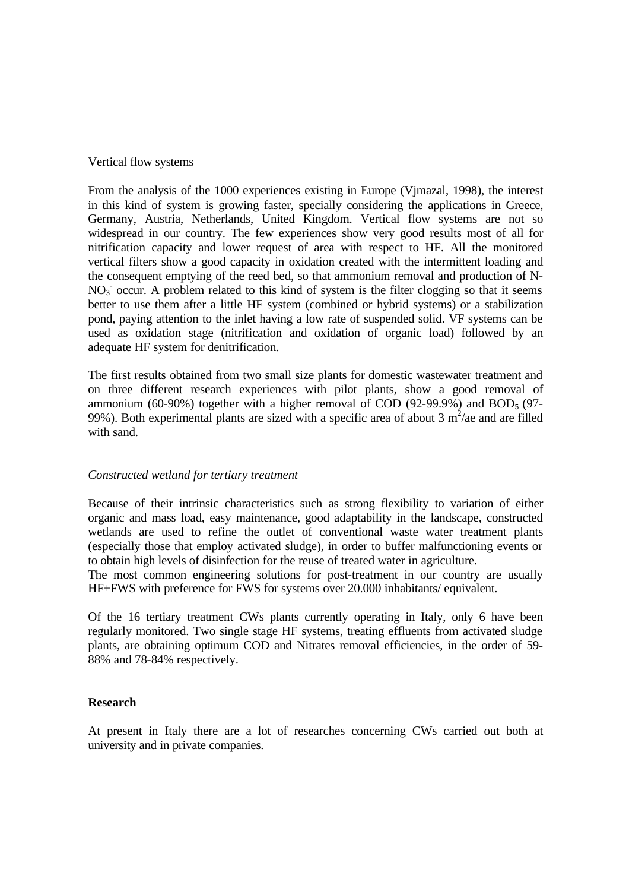Vertical flow systems

From the analysis of the 1000 experiences existing in Europe (Vjmazal, 1998), the interest in this kind of system is growing faster, specially considering the applications in Greece, Germany, Austria, Netherlands, United Kingdom. Vertical flow systems are not so widespread in our country. The few experiences show very good results most of all for nitrification capacity and lower request of area with respect to HF. All the monitored vertical filters show a good capacity in oxidation created with the intermittent loading and the consequent emptying of the reed bed, so that ammonium removal and production of N-$NO_3^-$ occur. A problem related to this kind of system is the filter clogging so that it seems better to use them after a little HF system (combined or hybrid systems) or a stabilization pond, paying attention to the inlet having a low rate of suspended solid. VF systems can be used as oxidation stage (nitrification and oxidation of organic load) followed by an adequate HF system for denitrification.

The first results obtained from two small size plants for domestic wastewater treatment and on three different research experiences with pilot plants, show a good removal of ammonium (60-90%) together with a higher removal of COD (92-99.9%) and $BOD_5$ (97-99%). Both experimental plants are sized with a specific area of about 3 $m^2$/ae and are filled with sand.

*Constructed wetland for tertiary treatment*

Because of their intrinsic characteristics such as strong flexibility to variation of either organic and mass load, easy maintenance, good adaptability in the landscape, constructed wetlands are used to refine the outlet of conventional waste water treatment plants (especially those that employ activated sludge), in order to buffer malfunctioning events or to obtain high levels of disinfection for the reuse of treated water in agriculture.
The most common engineering solutions for post-treatment in our country are usually HF+FWS with preference for FWS for systems over 20.000 inhabitants/ equivalent.

Of the 16 tertiary treatment CWs plants currently operating in Italy, only 6 have been regularly monitored. Two single stage HF systems, treating effluents from activated sludge plants, are obtaining optimum COD and Nitrates removal efficiencies, in the order of 59-88% and 78-84% respectively.

**Research**

At present in Italy there are a lot of researches concerning CWs carried out both at university and in private companies.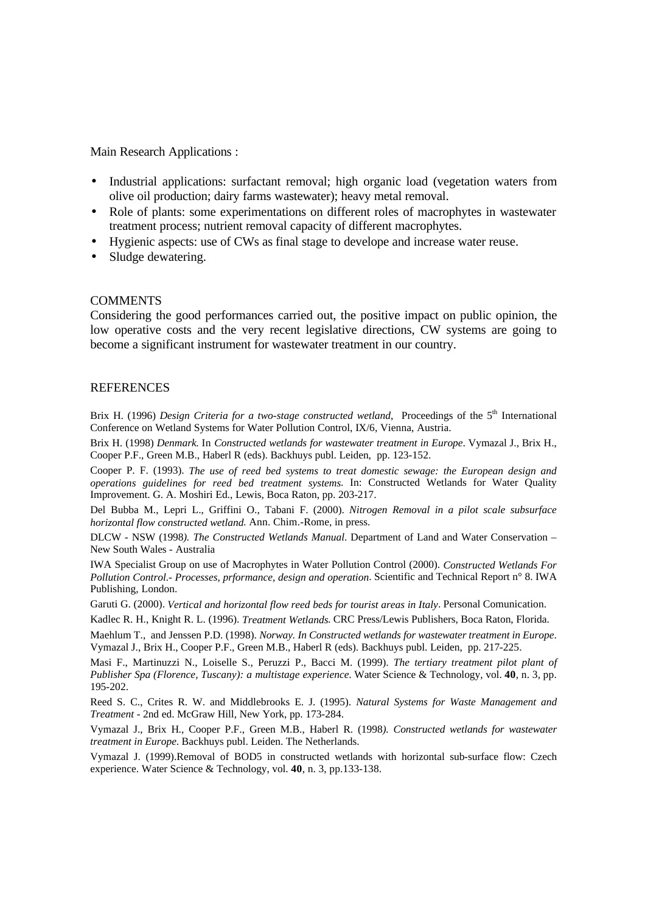Main Research Applications :

- Industrial applications: surfactant removal; high organic load (vegetation waters from olive oil production; dairy farms wastewater); heavy metal removal.
- Role of plants: some experimentations on different roles of macrophytes in wastewater treatment process; nutrient removal capacity of different macrophytes.
- Hygienic aspects: use of CWs as final stage to develope and increase water reuse.
- Sludge dewatering.

COMMENTS

Considering the good performances carried out, the positive impact on public opinion, the low operative costs and the very recent legislative directions, CW systems are going to become a significant instrument for wastewater treatment in our country.

REFERENCES

Brix H. (1996) *Design Criteria for a two-stage constructed wetland*, Proceedings of the 5th International Conference on Wetland Systems for Water Pollution Control, IX/6, Vienna, Austria.

Brix H. (1998) *Denmark.* In *Constructed wetlands for wastewater treatment in Europe*. Vymazal J., Brix H., Cooper P.F., Green M.B., Haberl R (eds). Backhuys publ. Leiden, pp. 123-152.

Cooper P. F. (1993). *The use of reed bed systems to treat domestic sewage: the European design and operations guidelines for reed bed treatment systems.* In: Constructed Wetlands for Water Quality Improvement. G. A. Moshiri Ed., Lewis, Boca Raton, pp. 203-217.

Del Bubba M., Lepri L., Griffini O., Tabani F. (2000). *Nitrogen Removal in a pilot scale subsurface horizontal flow constructed wetland.* Ann. Chim.-Rome, in press.

DLCW - NSW (1998*). The Constructed Wetlands Manual*. Department of Land and Water Conservation – New South Wales - Australia

IWA Specialist Group on use of Macrophytes in Water Pollution Control (2000). *Constructed Wetlands For Pollution Control.- Processes, prformance, design and operation*. Scientific and Technical Report n° 8. IWA Publishing, London.

Garuti G. (2000). *Vertical and horizontal flow reed beds for tourist areas in Italy*. Personal Comunication.

Kadlec R. H., Knight R. L. (1996). *Treatment Wetlands.* CRC Press/Lewis Publishers, Boca Raton, Florida.

Maehlum T., and Jenssen P.D. (1998). *Norway. In Constructed wetlands for wastewater treatment in Europe*. Vymazal J., Brix H., Cooper P.F., Green M.B., Haberl R (eds). Backhuys publ. Leiden, pp. 217-225.

Masi F., Martinuzzi N., Loiselle S., Peruzzi P., Bacci M. (1999). *The tertiary treatment pilot plant of Publisher Spa (Florence, Tuscany): a multistage experience.* Water Science & Technology, vol. **40**, n. 3, pp. 195-202.

Reed S. C., Crites R. W. and Middlebrooks E. J. (1995). *Natural Systems for Waste Management and Treatment* - 2nd ed. McGraw Hill, New York, pp. 173-284.

Vymazal J., Brix H., Cooper P.F., Green M.B., Haberl R. (1998*). Constructed wetlands for wastewater treatment in Europe*. Backhuys publ. Leiden. The Netherlands.

Vymazal J. (1999).Removal of BOD5 in constructed wetlands with horizontal sub-surface flow: Czech experience. Water Science & Technology, vol. **40**, n. 3, pp.133-138.